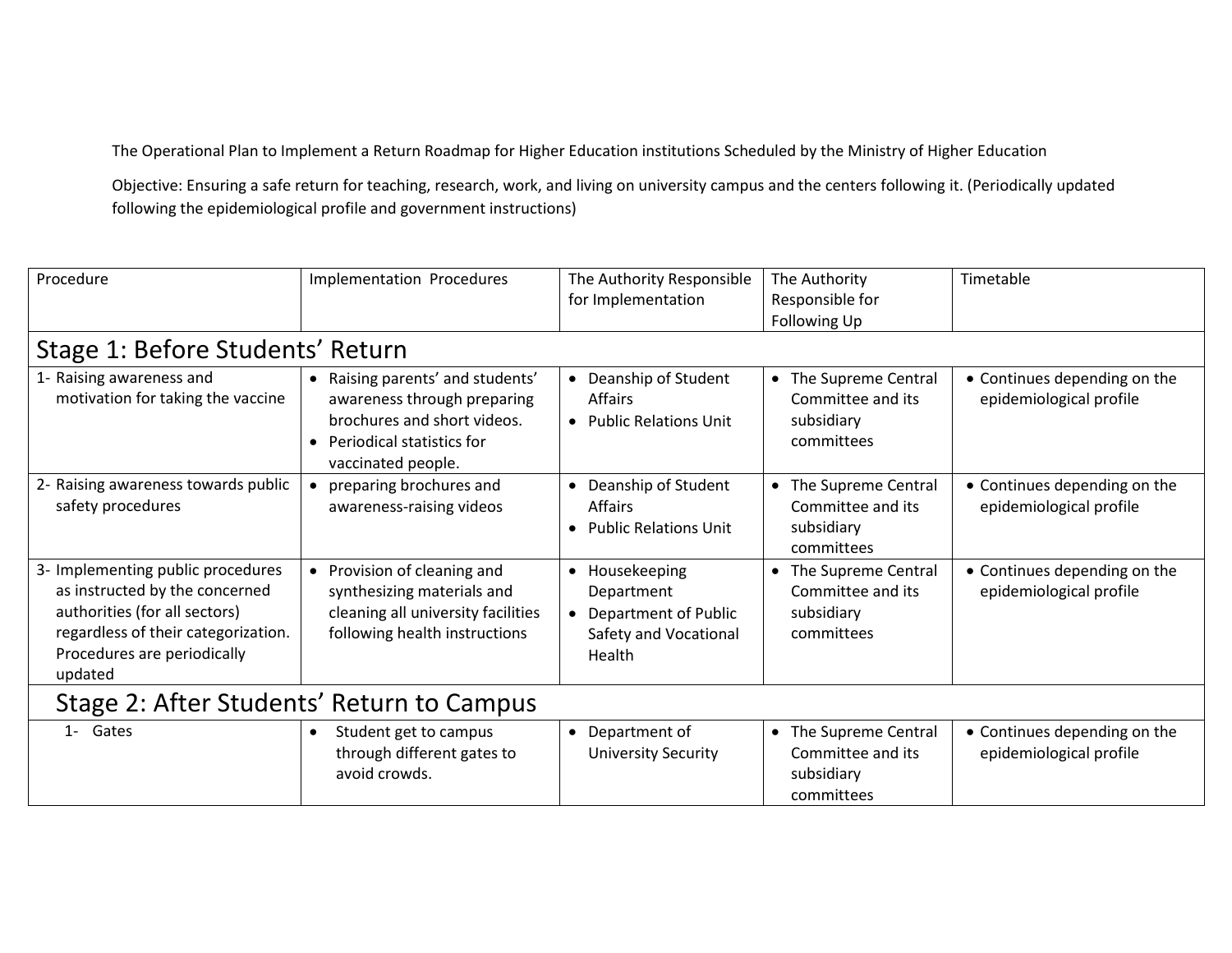The Operational Plan to Implement a Return Roadmap for Higher Education institutions Scheduled by the Ministry of Higher Education

Objective: Ensuring a safe return for teaching, research, work, and living on university campus and the centers following it. (Periodically updated following the epidemiological profile and government instructions)

| Procedure | Implementation Procedures | The Authority Responsible for Implementation | The Authority Responsible for Following Up | Timetable |
|---|---|---|---|---|
| **Stage 1: Before Students' Return** | | | | |
| 1- Raising awareness and motivation for taking the vaccine | • Raising parents' and students' awareness through preparing brochures and short videos.<br>• Periodical statistics for vaccinated people. | • Deanship of Student Affairs<br>• Public Relations Unit | • The Supreme Central Committee and its subsidiary committees | • Continues depending on the epidemiological profile |
| 2- Raising awareness towards public safety procedures | • preparing brochures and awareness-raising videos | • Deanship of Student Affairs<br>• Public Relations Unit | • The Supreme Central Committee and its subsidiary committees | • Continues depending on the epidemiological profile |
| 3- Implementing public procedures as instructed by the concerned authorities (for all sectors) regardless of their categorization. Procedures are periodically updated | • Provision of cleaning and synthesizing materials and cleaning all university facilities following health instructions | • Housekeeping Department<br>• Department of Public Safety and Vocational Health | • The Supreme Central Committee and its subsidiary committees | • Continues depending on the epidemiological profile |
| **Stage 2: After Students' Return to Campus** | | | | |
| 1- Gates | • Student get to campus through different gates to avoid crowds. | • Department of University Security | • The Supreme Central Committee and its subsidiary committees | • Continues depending on the epidemiological profile |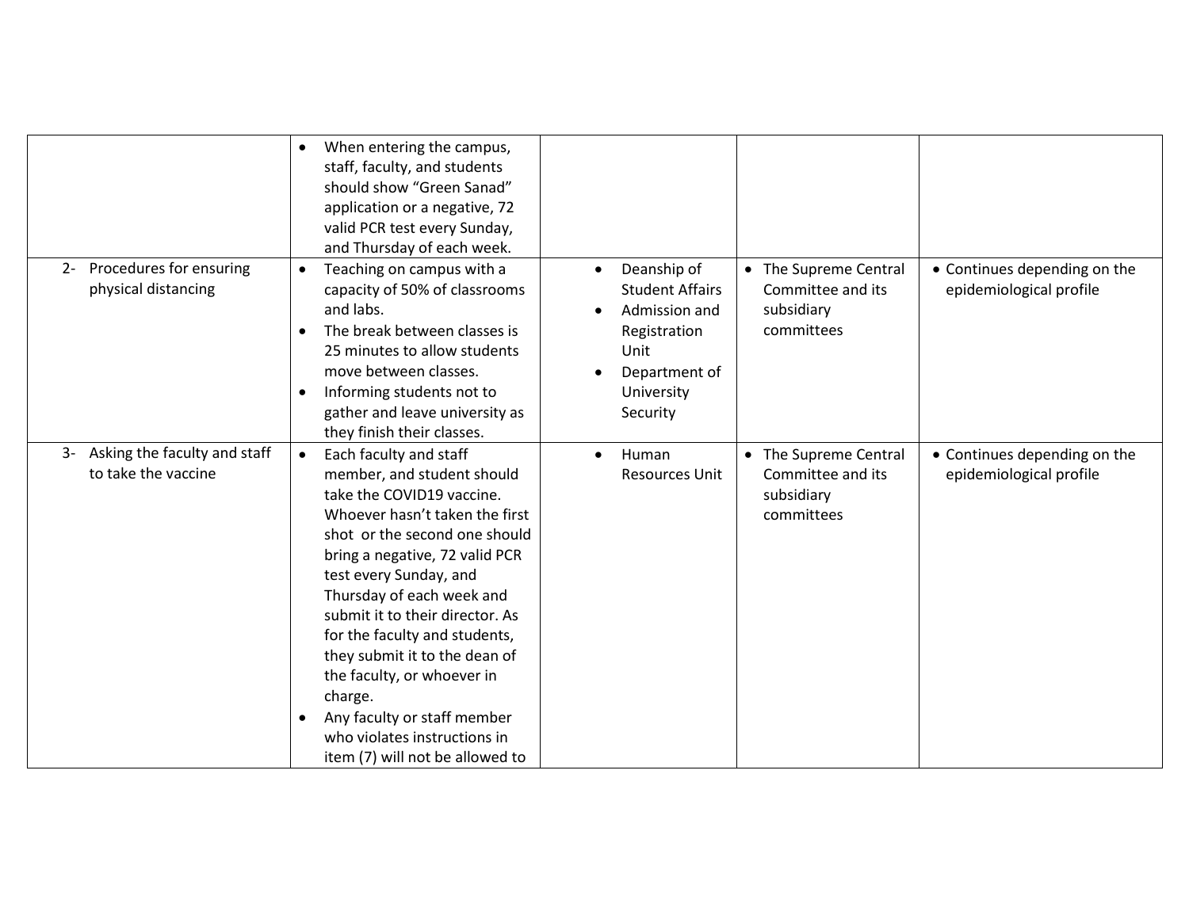| | | | | |
|---|---|---|---|---|
| | • When entering the campus, staff, faculty, and students should show "Green Sanad" application or a negative, 72 valid PCR test every Sunday, and Thursday of each week. | | | |
| 2- Procedures for ensuring physical distancing | • Teaching on campus with a capacity of 50% of classrooms and labs.<br>• The break between classes is 25 minutes to allow students move between classes.<br>• Informing students not to gather and leave university as they finish their classes. | • Deanship of Student Affairs<br>• Admission and Registration Unit<br>• Department of University Security | • The Supreme Central Committee and its subsidiary committees | • Continues depending on the epidemiological profile |
| 3- Asking the faculty and staff to take the vaccine | • Each faculty and staff member, and student should take the COVID19 vaccine. Whoever hasn't taken the first shot or the second one should bring a negative, 72 valid PCR test every Sunday, and Thursday of each week and submit it to their director. As for the faculty and students, they submit it to the dean of the faculty, or whoever in charge.<br>• Any faculty or staff member who violates instructions in item (7) will not be allowed to | • Human Resources Unit | • The Supreme Central Committee and its subsidiary committees | • Continues depending on the epidemiological profile |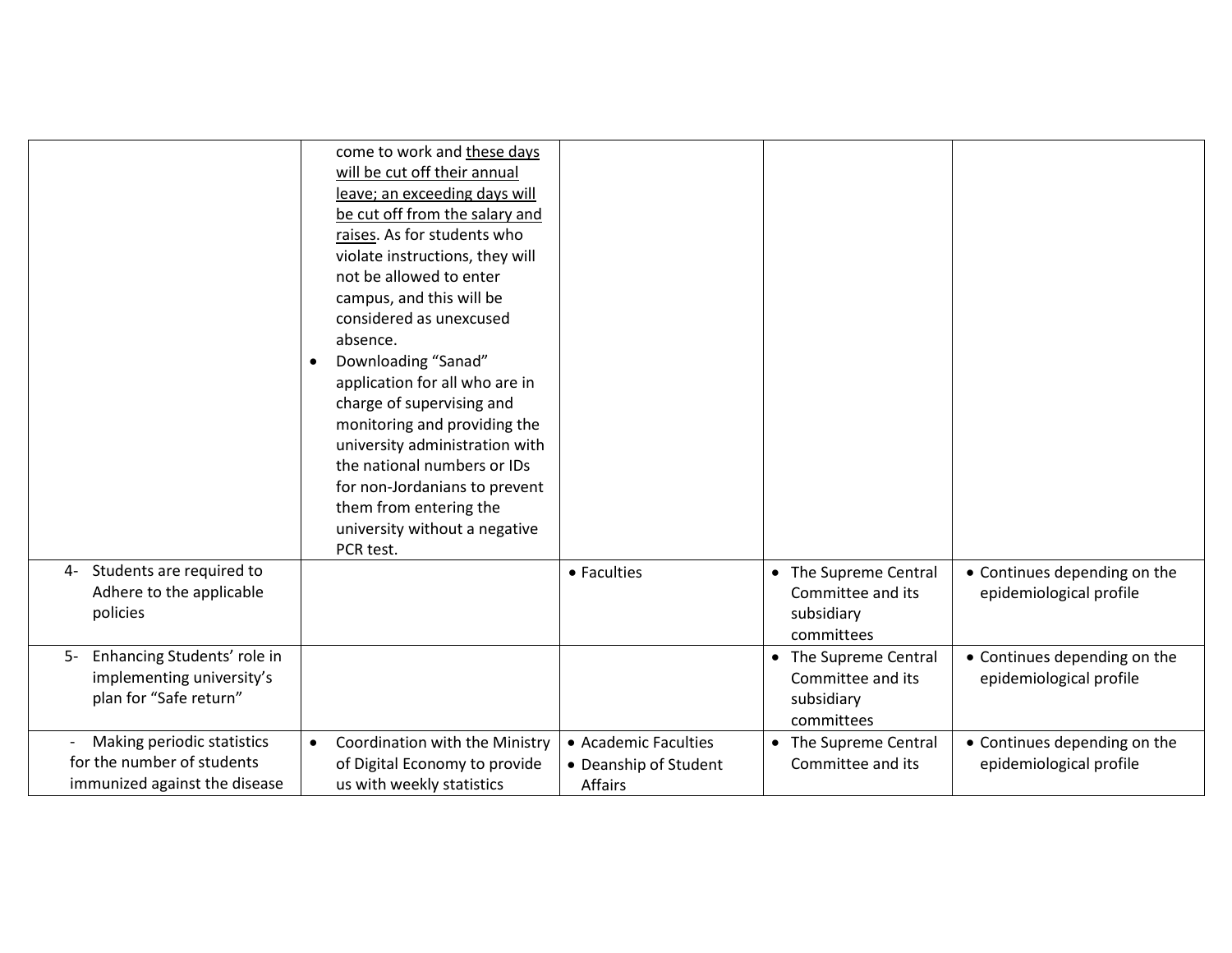| | | | | |
|---|---|---|---|---|
| | come to work and <u>these days will be cut off their annual leave; an exceeding days will be cut off from the salary and raises</u>. As for students who violate instructions, they will not be allowed to enter campus, and this will be considered as unexcused absence.<br>• Downloading "Sanad" application for all who are in charge of supervising and monitoring and providing the university administration with the national numbers or IDs for non-Jordanians to prevent them from entering the university without a negative PCR test. | | | |
| 4- Students are required to Adhere to the applicable policies | | • Faculties | • The Supreme Central Committee and its subsidiary committees | • Continues depending on the epidemiological profile |
| 5- Enhancing Students' role in implementing university's plan for "Safe return" | | | • The Supreme Central Committee and its subsidiary committees | • Continues depending on the epidemiological profile |
| - Making periodic statistics for the number of students immunized against the disease | • Coordination with the Ministry of Digital Economy to provide us with weekly statistics | • Academic Faculties<br>• Deanship of Student Affairs | • The Supreme Central Committee and its | • Continues depending on the epidemiological profile |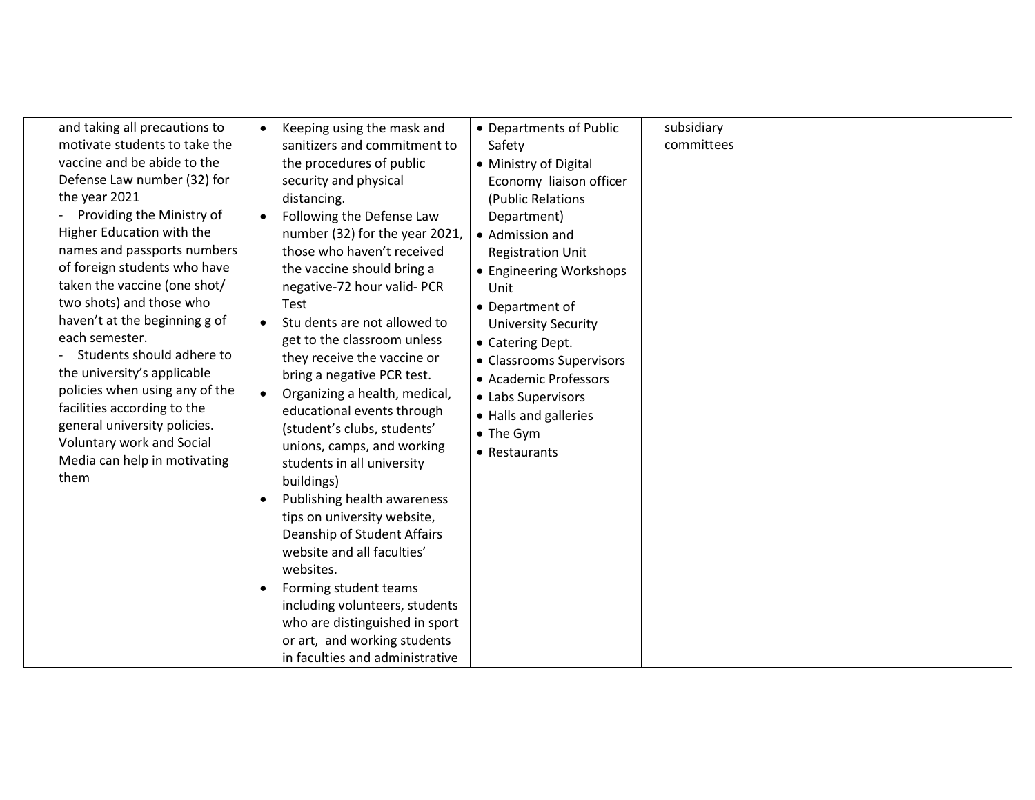| | | | | |
|---|---|---|---|---|
| and taking all precautions to motivate students to take the vaccine and be abide to the Defense Law number (32) for the year 2021<br>- Providing the Ministry of Higher Education with the names and passports numbers of foreign students who have taken the vaccine (one shot/ two shots) and those who haven't at the beginning g of each semester.<br>- Students should adhere to the university's applicable policies when using any of the facilities according to the general university policies. Voluntary work and Social Media can help in motivating them | • Keeping using the mask and sanitizers and commitment to the procedures of public security and physical distancing.<br>• Following the Defense Law number (32) for the year 2021, those who haven't received the vaccine should bring a negative-72 hour valid- PCR Test<br>• Stu dents are not allowed to get to the classroom unless they receive the vaccine or bring a negative PCR test.<br>• Organizing a health, medical, educational events through (student's clubs, students' unions, camps, and working students in all university buildings)<br>• Publishing health awareness tips on university website, Deanship of Student Affairs website and all faculties' websites.<br>• Forming student teams including volunteers, students who are distinguished in sport or art, and working students in faculties and administrative | • Departments of Public Safety<br>• Ministry of Digital Economy liaison officer (Public Relations Department)<br>• Admission and Registration Unit<br>• Engineering Workshops Unit<br>• Department of University Security<br>• Catering Dept.<br>• Classrooms Supervisors<br>• Academic Professors<br>• Labs Supervisors<br>• Halls and galleries<br>• The Gym<br>• Restaurants | subsidiary committees | |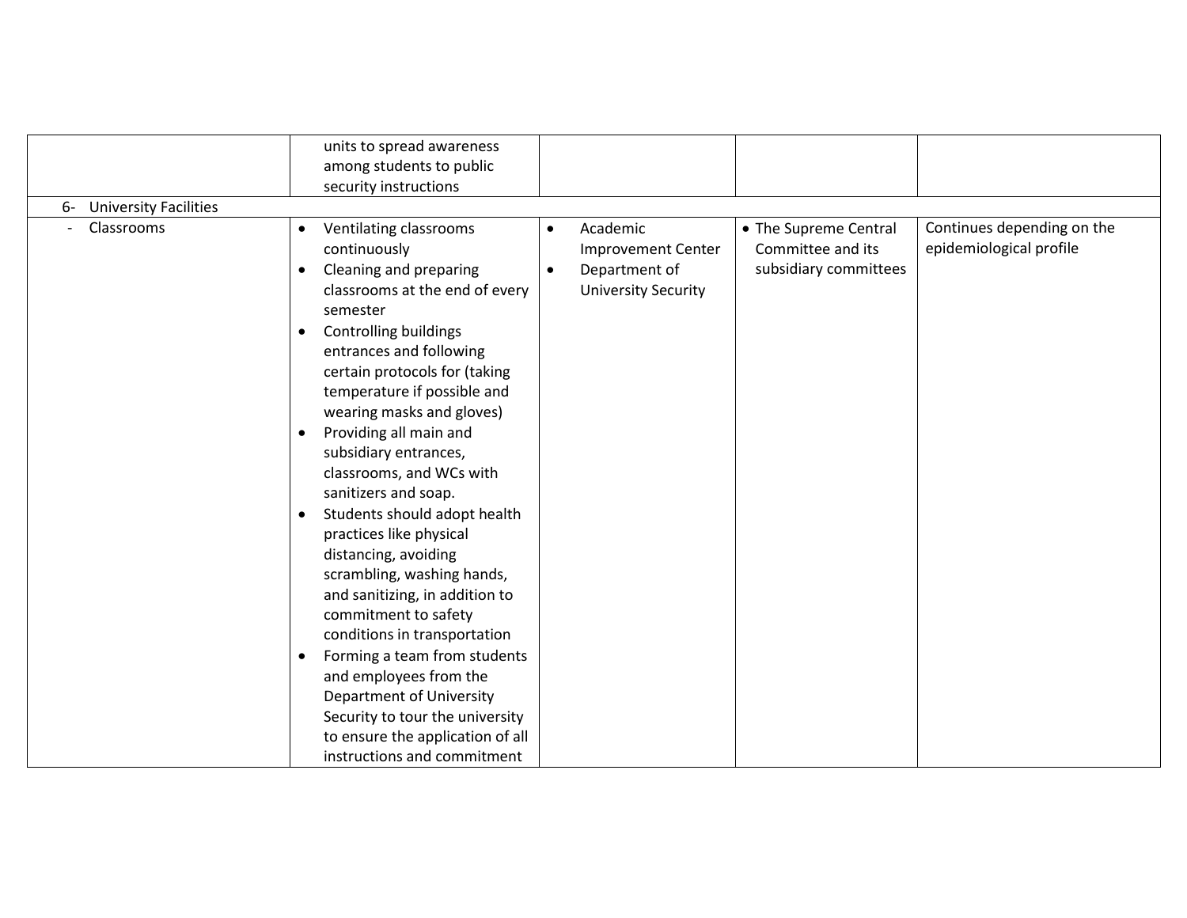| | | | | |
|---|---|---|---|---|
| | units to spread awareness among students to public security instructions | | | |
| 6- University Facilities | | | | |
| - Classrooms | • Ventilating classrooms continuously<br>• Cleaning and preparing classrooms at the end of every semester<br>• Controlling buildings entrances and following certain protocols for (taking temperature if possible and wearing masks and gloves)<br>• Providing all main and subsidiary entrances, classrooms, and WCs with sanitizers and soap.<br>• Students should adopt health practices like physical distancing, avoiding scrambling, washing hands, and sanitizing, in addition to commitment to safety conditions in transportation<br>• Forming a team from students and employees from the Department of University Security to tour the university to ensure the application of all instructions and commitment | • Academic Improvement Center<br>• Department of University Security | • The Supreme Central Committee and its subsidiary committees | Continues depending on the epidemiological profile |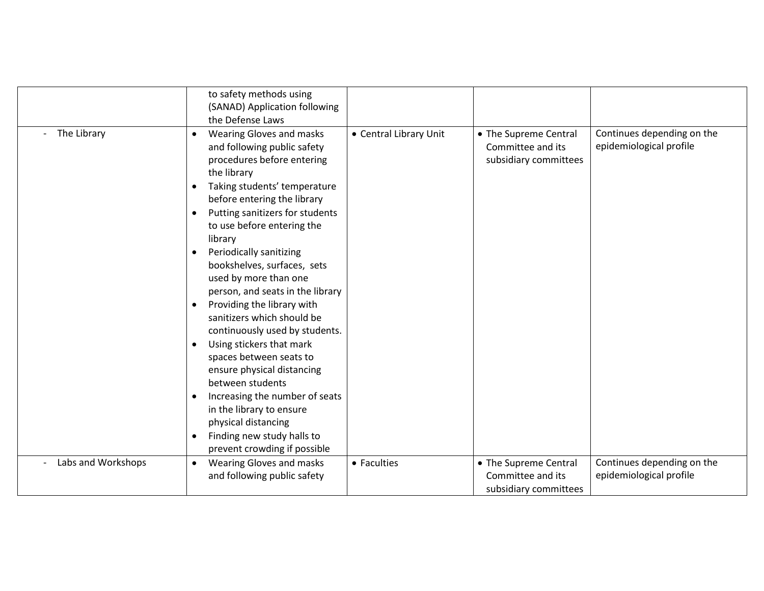| | | | | |
|---|---|---|---|---|
| | to safety methods using (SANAD) Application following the Defense Laws | | | |
| - The Library | • Wearing Gloves and masks and following public safety procedures before entering the library<br>• Taking students' temperature before entering the library<br>• Putting sanitizers for students to use before entering the library<br>• Periodically sanitizing bookshelves, surfaces, sets used by more than one person, and seats in the library<br>• Providing the library with sanitizers which should be continuously used by students.<br>• Using stickers that mark spaces between seats to ensure physical distancing between students<br>• Increasing the number of seats in the library to ensure physical distancing<br>• Finding new study halls to prevent crowding if possible | • Central Library Unit | • The Supreme Central Committee and its subsidiary committees | Continues depending on the epidemiological profile |
| - Labs and Workshops | • Wearing Gloves and masks and following public safety | • Faculties | • The Supreme Central Committee and its subsidiary committees | Continues depending on the epidemiological profile |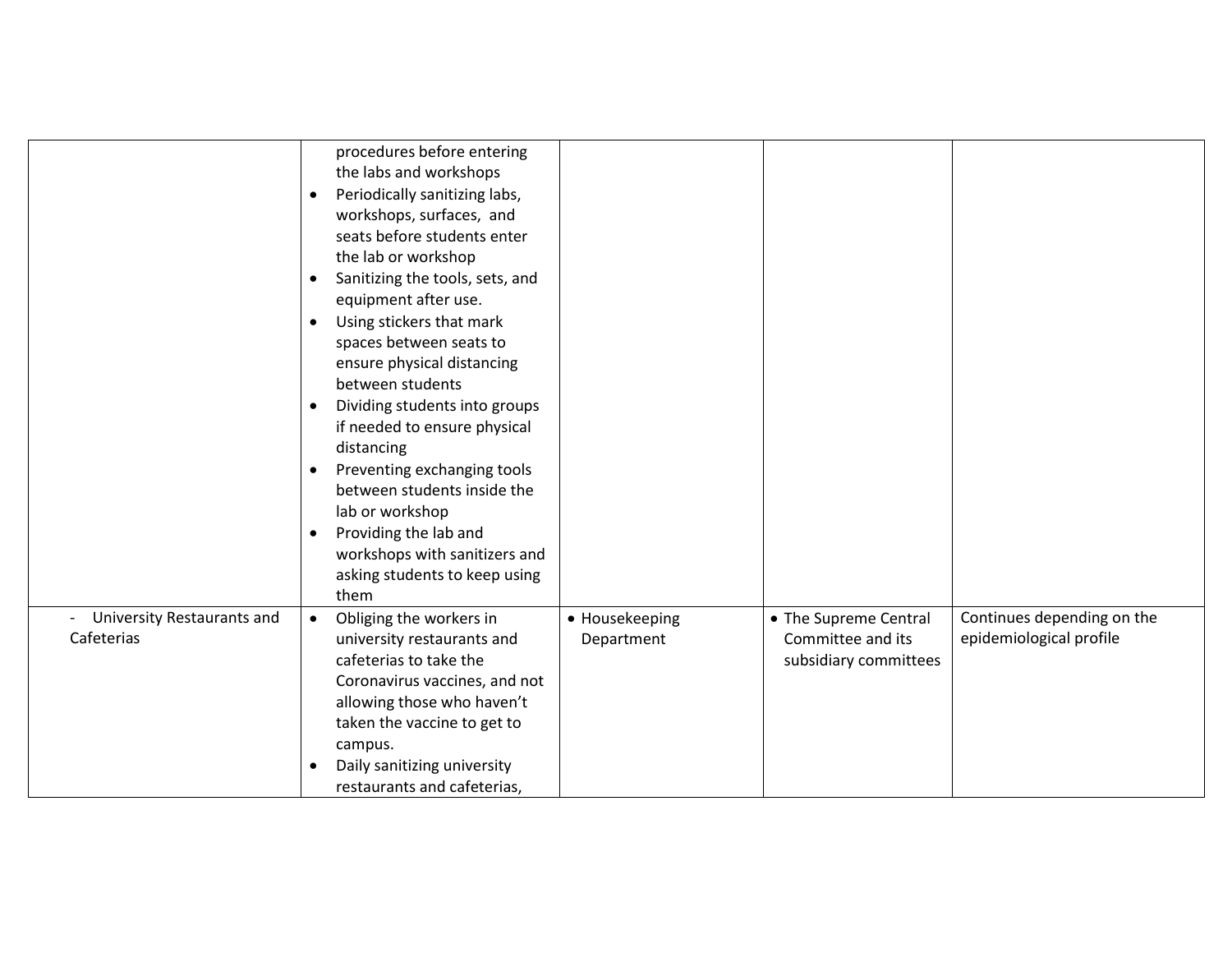| | | | | |
|---|---|---|---|---|
| | procedures before entering the labs and workshops<br>• Periodically sanitizing labs, workshops, surfaces, and seats before students enter the lab or workshop<br>• Sanitizing the tools, sets, and equipment after use.<br>• Using stickers that mark spaces between seats to ensure physical distancing between students<br>• Dividing students into groups if needed to ensure physical distancing<br>• Preventing exchanging tools between students inside the lab or workshop<br>• Providing the lab and workshops with sanitizers and asking students to keep using them | | | |
| - University Restaurants and Cafeterias | • Obliging the workers in university restaurants and cafeterias to take the Coronavirus vaccines, and not allowing those who haven't taken the vaccine to get to campus.<br>• Daily sanitizing university restaurants and cafeterias, | • Housekeeping Department | • The Supreme Central Committee and its subsidiary committees | Continues depending on the epidemiological profile |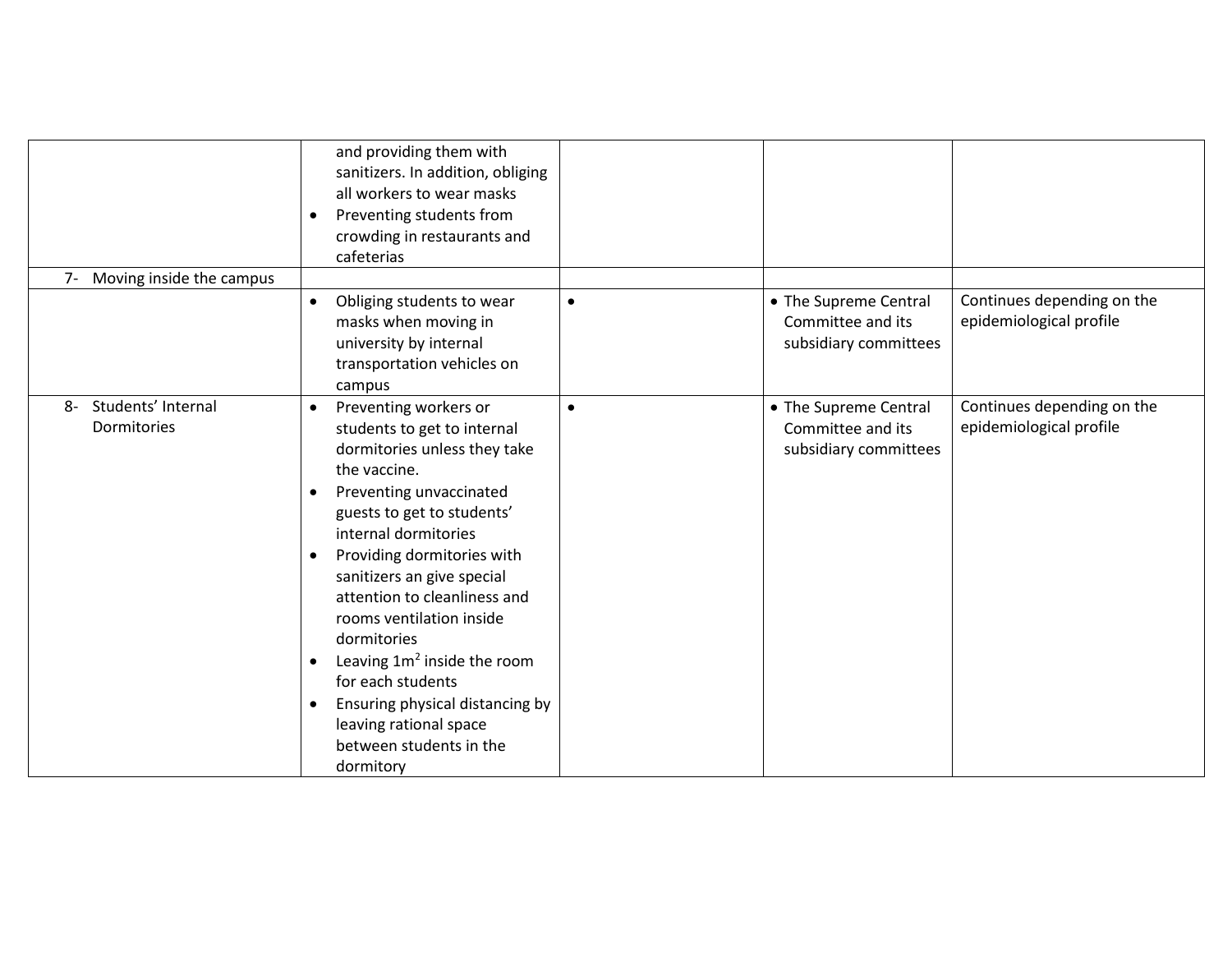| | | | | |
|---|---|---|---|---|
| | and providing them with sanitizers. In addition, obliging all workers to wear masks<br>• Preventing students from crowding in restaurants and cafeterias | | | |
| 7- Moving inside the campus | | | | |
| | • Obliging students to wear masks when moving in university by internal transportation vehicles on campus | • | • The Supreme Central Committee and its subsidiary committees | Continues depending on the epidemiological profile |
| 8- Students' Internal Dormitories | • Preventing workers or students to get to internal dormitories unless they take the vaccine.<br>• Preventing unvaccinated guests to get to students' internal dormitories<br>• Providing dormitories with sanitizers an give special attention to cleanliness and rooms ventilation inside dormitories<br>• Leaving $1m^2$ inside the room for each students<br>• Ensuring physical distancing by leaving rational space between students in the dormitory | • | • The Supreme Central Committee and its subsidiary committees | Continues depending on the epidemiological profile |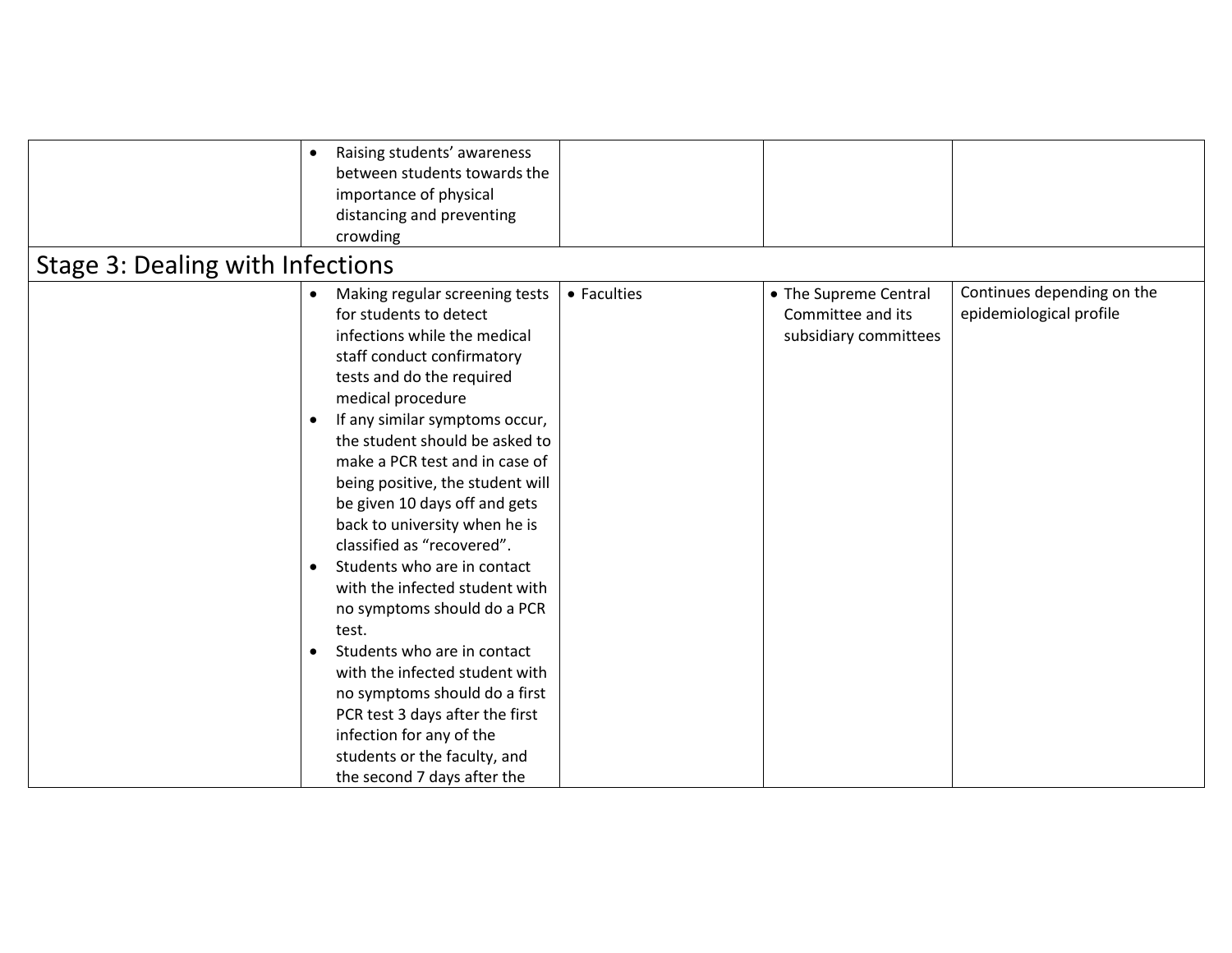|  |  |  |  |  |
|---|---|---|---|---|
|  | • Raising students' awareness between students towards the importance of physical distancing and preventing crowding |  |  |  |

## Stage 3: Dealing with Infections

|  |  |  |  |  |
|---|---|---|---|---|
|  | • Making regular screening tests for students to detect infections while the medical staff conduct confirmatory tests and do the required medical procedure<br>• If any similar symptoms occur, the student should be asked to make a PCR test and in case of being positive, the student will be given 10 days off and gets back to university when he is classified as "recovered".<br>• Students who are in contact with the infected student with no symptoms should do a PCR test.<br>• Students who are in contact with the infected student with no symptoms should do a first PCR test 3 days after the first infection for any of the students or the faculty, and the second 7 days after the | • Faculties | • The Supreme Central Committee and its subsidiary committees | Continues depending on the epidemiological profile |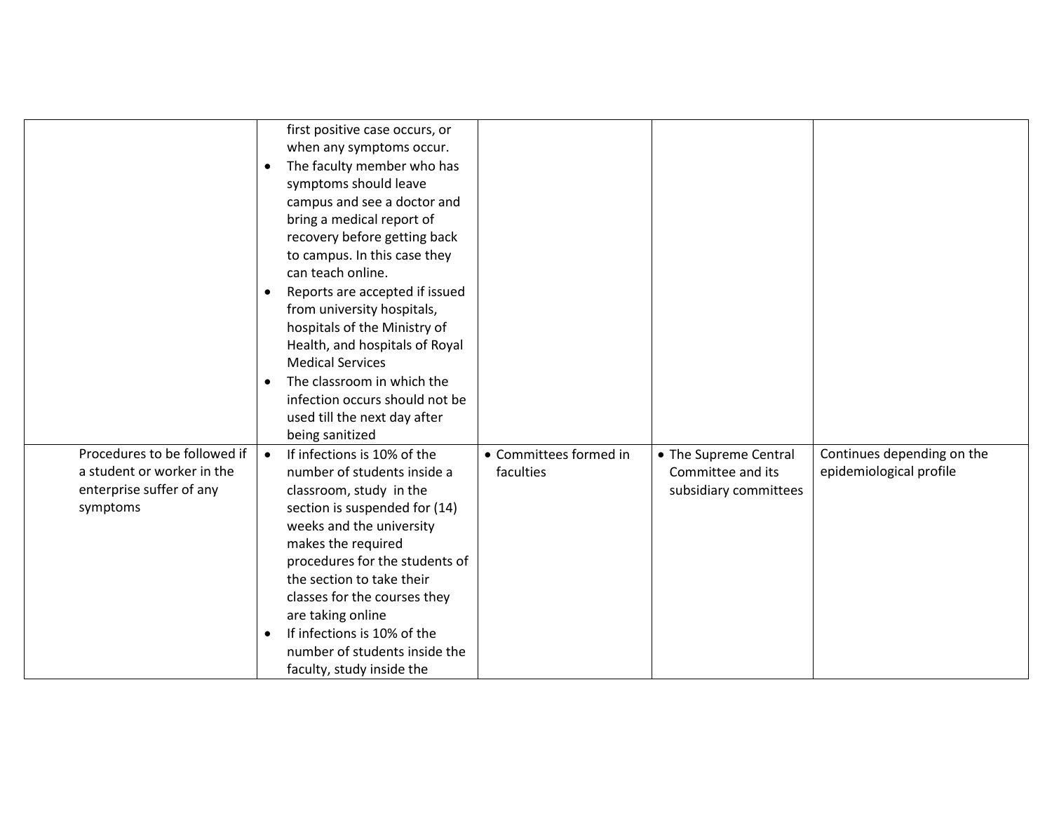| | | | | |
|---|---|---|---|---|
| | first positive case occurs, or when any symptoms occur.<br>• The faculty member who has symptoms should leave campus and see a doctor and bring a medical report of recovery before getting back to campus. In this case they can teach online.<br>• Reports are accepted if issued from university hospitals, hospitals of the Ministry of Health, and hospitals of Royal Medical Services<br>• The classroom in which the infection occurs should not be used till the next day after being sanitized | | | |
| Procedures to be followed if a student or worker in the enterprise suffer of any symptoms | • If infections is 10% of the number of students inside a classroom, study in the section is suspended for (14) weeks and the university makes the required procedures for the students of the section to take their classes for the courses they are taking online<br>• If infections is 10% of the number of students inside the faculty, study inside the | • Committees formed in faculties | • The Supreme Central Committee and its subsidiary committees | Continues depending on the epidemiological profile |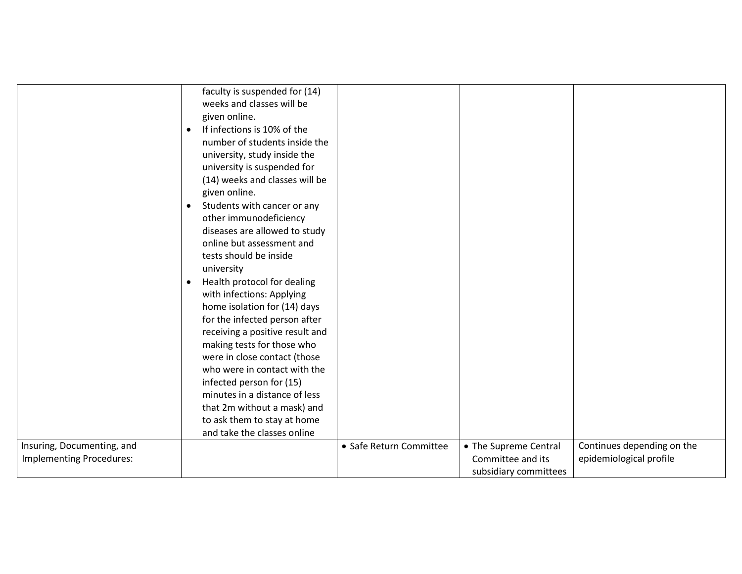| | | | | |
|---|---|---|---|---|
| | faculty is suspended for (14) weeks and classes will be given online.<br>• If infections is 10% of the number of students inside the university, study inside the university is suspended for (14) weeks and classes will be given online.<br>• Students with cancer or any other immunodeficiency diseases are allowed to study online but assessment and tests should be inside university<br>• Health protocol for dealing with infections: Applying home isolation for (14) days for the infected person after receiving a positive result and making tests for those who were in close contact (those who were in contact with the infected person for (15) minutes in a distance of less that 2m without a mask) and to ask them to stay at home and take the classes online | | | |
| Insuring, Documenting, and Implementing Procedures: | | • Safe Return Committee | • The Supreme Central Committee and its subsidiary committees | Continues depending on the epidemiological profile |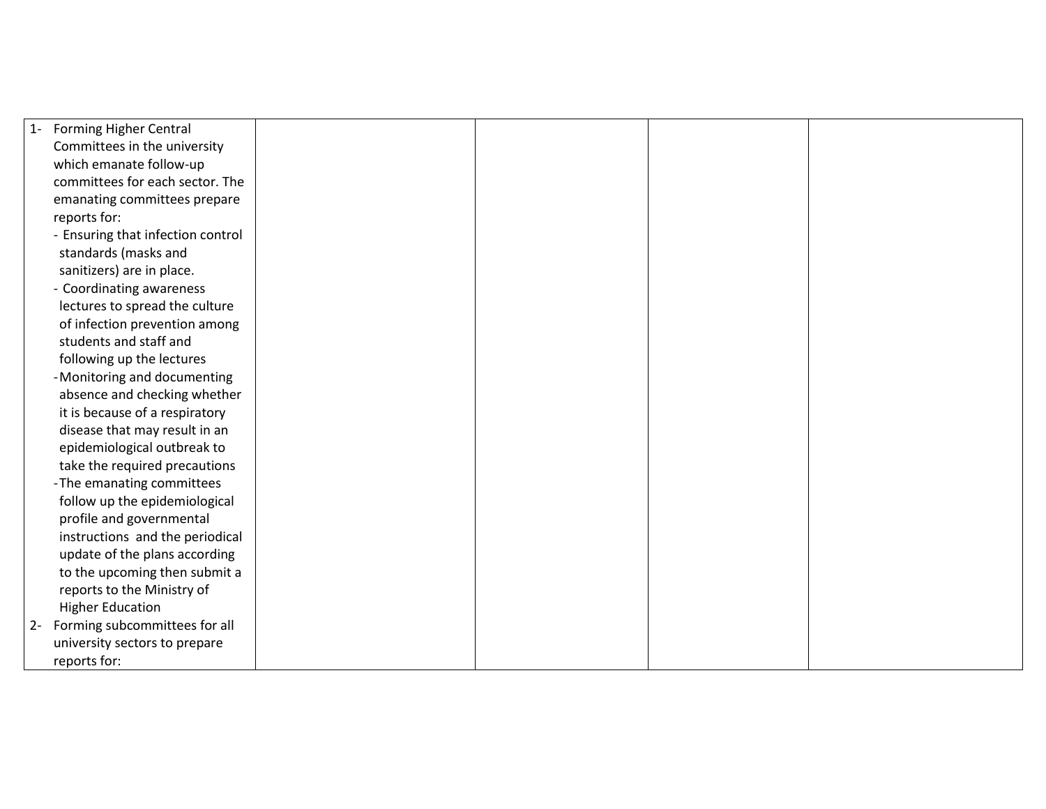| | | | | |
|---|---|---|---|---|
| 1- Forming Higher Central Committees in the university which emanate follow-up committees for each sector. The emanating committees prepare reports for:<br>- Ensuring that infection control standards (masks and sanitizers) are in place.<br>- Coordinating awareness lectures to spread the culture of infection prevention among students and staff and following up the lectures<br>- Monitoring and documenting absence and checking whether it is because of a respiratory disease that may result in an epidemiological outbreak to take the required precautions<br>- The emanating committees follow up the epidemiological profile and governmental instructions and the periodical update of the plans according to the upcoming then submit a reports to the Ministry of Higher Education<br>2- Forming subcommittees for all university sectors to prepare reports for: | | | | |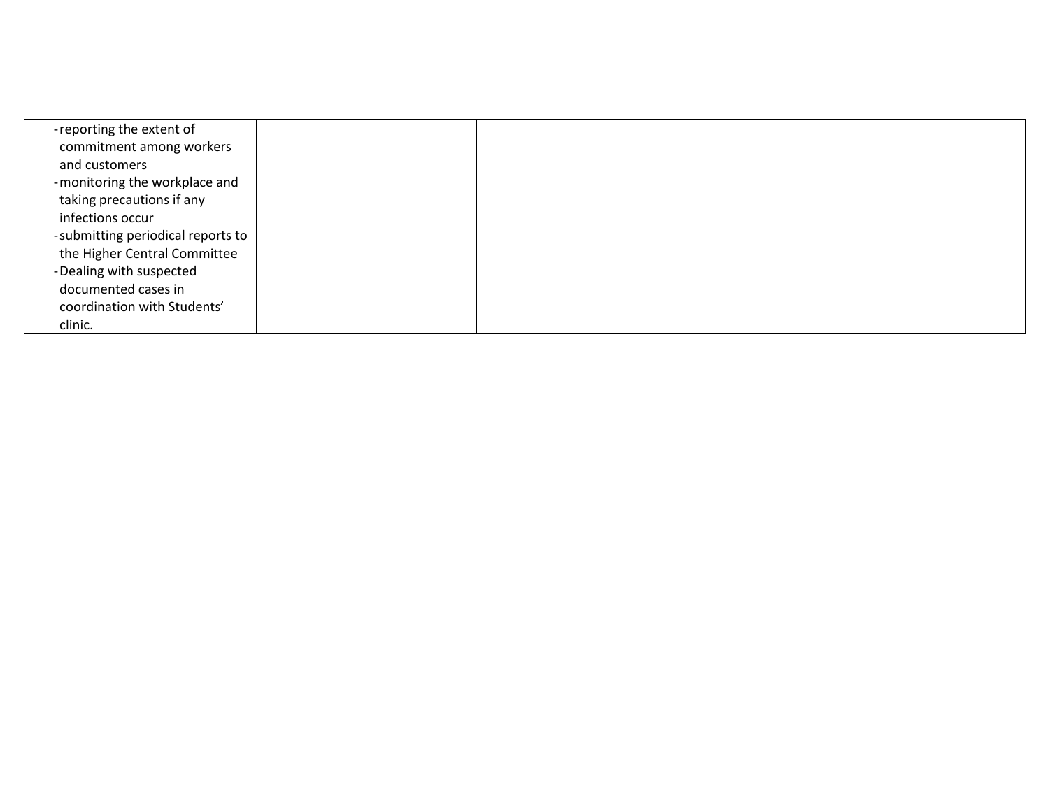| | | | | |
|---|---|---|---|---|
| - reporting the extent of commitment among workers and customers<br>- monitoring the workplace and taking precautions if any infections occur<br>- submitting periodical reports to the Higher Central Committee<br>- Dealing with suspected documented cases in coordination with Students' clinic. | | | | |